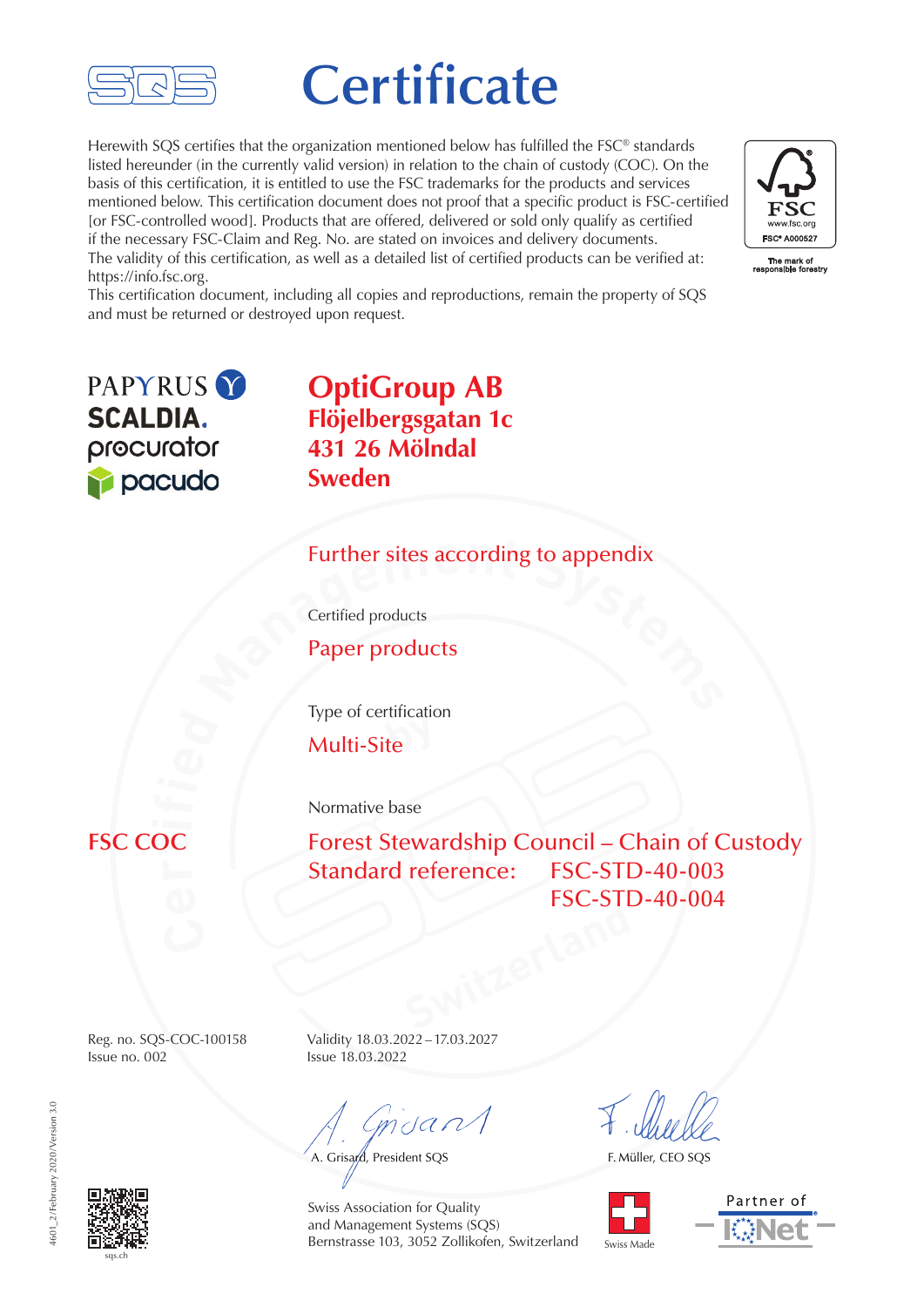# Certificate

Herewith SQS certifies that the organization mentioned below has fulfilled the FSC® standards listed hereunder (in the currently valid version) in relation to the chain of custody (COC). On the basis of this certification, it is entitled to use the FSC trademarks for the products and services mentioned below. This certification document does not proof that a specific product is FSC-certified [or FSC-controlled wood]. Products that are offered, delivered or sold only qualify as certified if the necessary FSC-Claim and Reg. No. are stated on invoices and delivery documents.
The validity of this certification, as well as a detailed list of certified products can be verified at: https://info.fsc.org.
This certification document, including all copies and reproductions, remain the property of SQS and must be returned or destroyed upon request.

FSC www.fsc.org FSC® A000527
The mark of responsible forestry

PAPYRUS
SCALDIA.
procurator
pacudo

**OptiGroup AB**
**Flöjelbergsgatan 1c**
**431 26 Mölndal**
**Sweden**

Further sites according to appendix

Certified products

Paper products

Type of certification

Multi-Site

Normative base

**FSC COC**

Forest Stewardship Council – Chain of Custody
Standard reference: FSC-STD-40-003
FSC-STD-40-004

Reg. no. SQS-COC-100158
Issue no. 002

Validity 18.03.2022 – 17.03.2027
Issue 18.03.2022

A. Grisard, President SQS

F. Müller, CEO SQS

Swiss Association for Quality
and Management Systems (SQS)
Bernstrasse 103, 3052 Zollikofen, Switzerland

Swiss Made

Partner of IQNet

sqs.ch

4601_2/February 2020/Version 3.0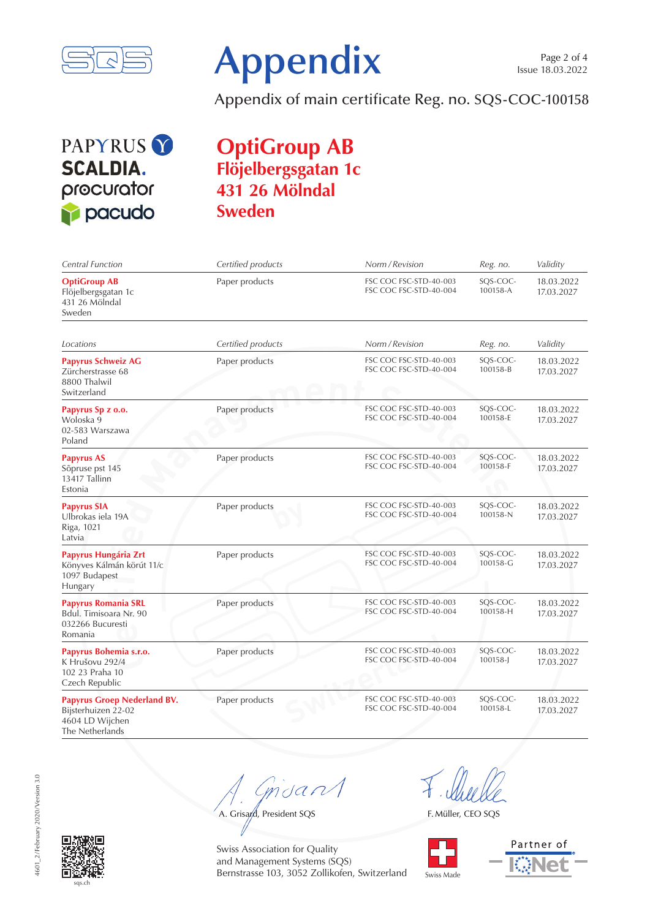# Appendix

Issue 18.03.2022

Appendix of main certificate Reg. no. SQS-COC-100158

PAPYRUS
SCALDIA.
procurator
pacudo

## OptiGroup AB
### Flöjelbergsgatan 1c
### 431 26 Mölndal
### Sweden

| *Central Function* | *Certified products* | *Norm / Revision* | *Reg. no.* | *Validity* |
|---|---|---|---|---|
| **OptiGroup AB** Flöjelbergsgatan 1c 431 26 Mölndal Sweden | Paper products | FSC COC FSC-STD-40-003 FSC COC FSC-STD-40-004 | SQS-COC-100158-A | 18.03.2022 17.03.2027 |

| *Locations* | *Certified products* | *Norm / Revision* | *Reg. no.* | *Validity* |
|---|---|---|---|---|
| **Papyrus Schweiz AG** Zürcherstrasse 68 8800 Thalwil Switzerland | Paper products | FSC COC FSC-STD-40-003 FSC COC FSC-STD-40-004 | SQS-COC-100158-B | 18.03.2022 17.03.2027 |
| **Papyrus Sp z o.o.** Woloska 9 02-583 Warszawa Poland | Paper products | FSC COC FSC-STD-40-003 FSC COC FSC-STD-40-004 | SQS-COC-100158-E | 18.03.2022 17.03.2027 |
| **Papyrus AS** Sõpruse pst 145 13417 Tallinn Estonia | Paper products | FSC COC FSC-STD-40-003 FSC COC FSC-STD-40-004 | SQS-COC-100158-F | 18.03.2022 17.03.2027 |
| **Papyrus SIA** Ulbrokas iela 19A Riga, 1021 Latvia | Paper products | FSC COC FSC-STD-40-003 FSC COC FSC-STD-40-004 | SQS-COC-100158-N | 18.03.2022 17.03.2027 |
| **Papyrus Hungária Zrt** Könyves Kálmán körút 11/c 1097 Budapest Hungary | Paper products | FSC COC FSC-STD-40-003 FSC COC FSC-STD-40-004 | SQS-COC-100158-G | 18.03.2022 17.03.2027 |
| **Papyrus Romania SRL** Bdul. Timisoara Nr. 90 032266 Bucuresti Romania | Paper products | FSC COC FSC-STD-40-003 FSC COC FSC-STD-40-004 | SQS-COC-100158-H | 18.03.2022 17.03.2027 |
| **Papyrus Bohemia s.r.o.** K Hrušovu 292/4 102 23 Praha 10 Czech Republic | Paper products | FSC COC FSC-STD-40-003 FSC COC FSC-STD-40-004 | SQS-COC-100158-J | 18.03.2022 17.03.2027 |
| **Papyrus Groep Nederland BV.** Bijsterhuizen 22-02 4604 LD Wijchen The Netherlands | Paper products | FSC COC FSC-STD-40-003 FSC COC FSC-STD-40-004 | SQS-COC-100158-L | 18.03.2022 17.03.2027 |

A. Grisard, President SQS

F. Müller, CEO SQS

Swiss Association for Quality
and Management Systems (SQS)
Bernstrasse 103, 3052 Zollikofen, Switzerland

Swiss Made

Partner of IQNet

sqs.ch

4601_2/February 2020/Version 3.0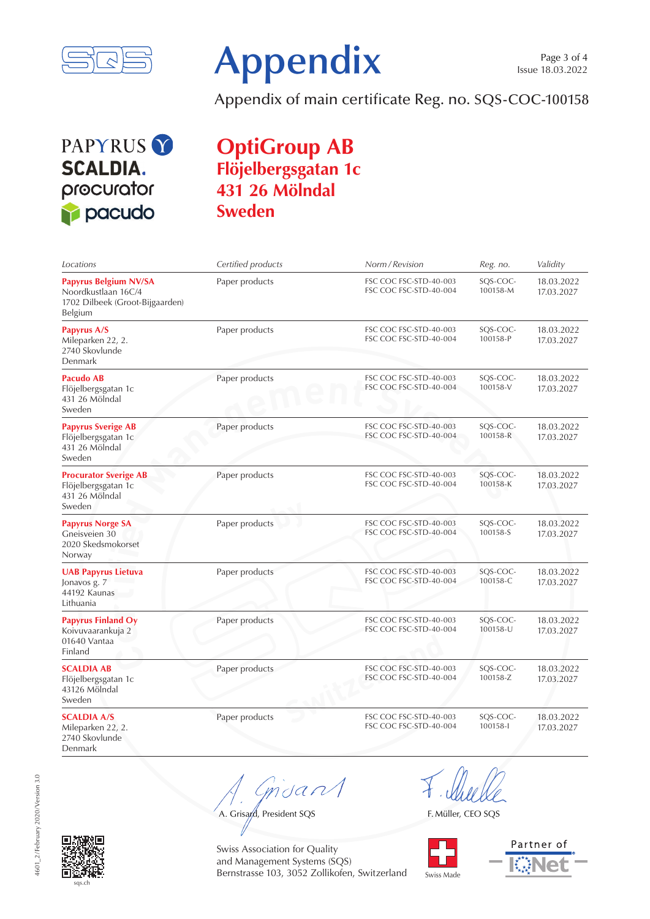# Appendix

Appendix of main certificate Reg. no. SQS-COC-100158

PAPYRUS
SCALDIA.
procurator
pacudo

## OptiGroup AB
## Flöjelbergsgatan 1c
## 431 26 Mölndal
## Sweden

| *Locations* | *Certified products* | *Norm / Revision* | *Reg. no.* | *Validity* |
|---|---|---|---|---|
| **Papyrus Belgium NV/SA** Noordkustlaan 16C/4 1702 Dilbeek (Groot-Bijgaarden) Belgium | Paper products | FSC COC FSC-STD-40-003 FSC COC FSC-STD-40-004 | SQS-COC-100158-M | 18.03.2022 17.03.2027 |
| **Papyrus A/S** Mileparken 22, 2. 2740 Skovlunde Denmark | Paper products | FSC COC FSC-STD-40-003 FSC COC FSC-STD-40-004 | SQS-COC-100158-P | 18.03.2022 17.03.2027 |
| **Pacudo AB** Flöjelbergsgatan 1c 431 26 Mölndal Sweden | Paper products | FSC COC FSC-STD-40-003 FSC COC FSC-STD-40-004 | SQS-COC-100158-V | 18.03.2022 17.03.2027 |
| **Papyrus Sverige AB** Flöjelbergsgatan 1c 431 26 Mölndal Sweden | Paper products | FSC COC FSC-STD-40-003 FSC COC FSC-STD-40-004 | SQS-COC-100158-R | 18.03.2022 17.03.2027 |
| **Procurator Sverige AB** Flöjelbergsgatan 1c 431 26 Mölndal Sweden | Paper products | FSC COC FSC-STD-40-003 FSC COC FSC-STD-40-004 | SQS-COC-100158-K | 18.03.2022 17.03.2027 |
| **Papyrus Norge SA** Gneisveien 30 2020 Skedsmokorset Norway | Paper products | FSC COC FSC-STD-40-003 FSC COC FSC-STD-40-004 | SQS-COC-100158-S | 18.03.2022 17.03.2027 |
| **UAB Papyrus Lietuva** Jonavos g. 7 44192 Kaunas Lithuania | Paper products | FSC COC FSC-STD-40-003 FSC COC FSC-STD-40-004 | SQS-COC-100158-C | 18.03.2022 17.03.2027 |
| **Papyrus Finland Oy** Koivuvaarankuja 2 01640 Vantaa Finland | Paper products | FSC COC FSC-STD-40-003 FSC COC FSC-STD-40-004 | SQS-COC-100158-U | 18.03.2022 17.03.2027 |
| **SCALDIA AB** Flöjelbergsgatan 1c 43126 Mölndal Sweden | Paper products | FSC COC FSC-STD-40-003 FSC COC FSC-STD-40-004 | SQS-COC-100158-Z | 18.03.2022 17.03.2027 |
| **SCALDIA A/S** Mileparken 22, 2. 2740 Skovlunde Denmark | Paper products | FSC COC FSC-STD-40-003 FSC COC FSC-STD-40-004 | SQS-COC-100158-I | 18.03.2022 17.03.2027 |

A. Grisard, President SQS

F. Müller, CEO SQS

Swiss Association for Quality and Management Systems (SQS)
Bernstrasse 103, 3052 Zollikofen, Switzerland

Swiss Made

Partner of IQNet

4601_2/February 2020/Version 3.0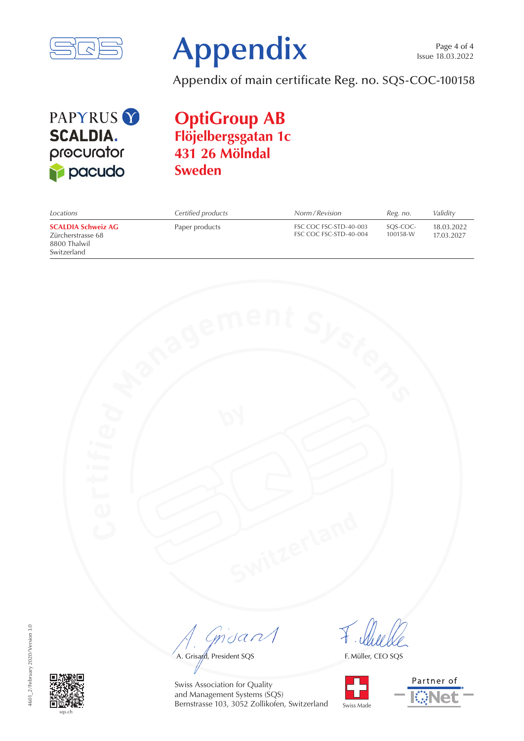# Appendix

Issue 18.03.2022

Appendix of main certificate Reg. no. SQS-COC-100158

PAPYRUS
SCALDIA.
procurator
pacudo

## OptiGroup AB
### Flöjelbergsgatan 1c
### 431 26 Mölndal
### Sweden

| *Locations* | *Certified products* | *Norm / Revision* | *Reg. no.* | *Validity* |
|---|---|---|---|---|
| **SCALDIA Schweiz AG** Zürcherstrasse 68 8800 Thalwil Switzerland | Paper products | FSC COC FSC-STD-40-003 FSC COC FSC-STD-40-004 | SQS-COC-100158-W | 18.03.2022 17.03.2027 |

A. Grisard, President SQS

F. Müller, CEO SQS

Swiss Association for Quality
and Management Systems (SQS)
Bernstrasse 103, 3052 Zollikofen, Switzerland

Swiss Made

Partner of IQNet

sqs.ch

4601_2 / February 2020 / Version 3.0